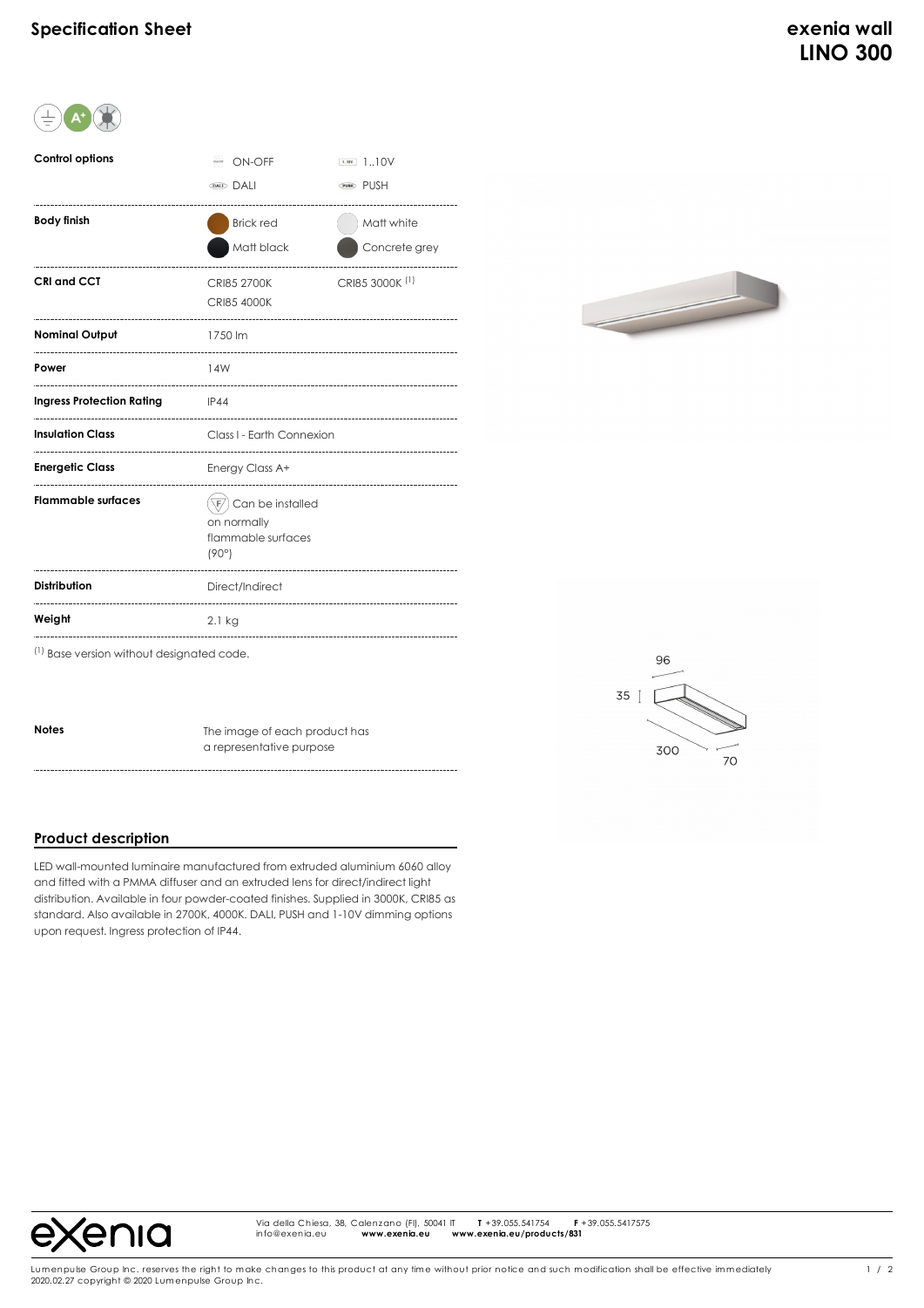# Specification Sheet

## exenia wall
## LINO 300

| | | |
|---|---|---|
| **Control options** | ON-OFF | 1..10V |
| | DALI | PUSH |
| **Body finish** | Brick red | Matt white |
| | Matt black | Concrete grey |
| **CRI and CCT** | CRI85 2700K | CRI85 3000K [(1)] |
| | CRI85 4000K | |
| **Nominal Output** | 1750 lm | |
| **Power** | 14W | |
| **Ingress Protection Rating** | IP44 | |
| **Insulation Class** | Class I - Earth Connexion | |
| **Energetic Class** | Energy Class A+ | |
| **Flammable surfaces** | Can be installed on normally flammable surfaces (90°) | |
| **Distribution** | Direct/Indirect | |
| **Weight** | 2.1 kg | |

[(1)] Base version without designated code.

| | |
|---|---|
| **Notes** | The image of each product has a representative purpose |

96

35

300

70

## Product description

LED wall-mounted luminaire manufactured from extruded aluminium 6060 alloy and fitted with a PMMA diffuser and an extruded lens for direct/indirect light distribution. Available in four powder-coated finishes. Supplied in 3000K, CRI85 as standard. Also available in 2700K, 4000K. DALI, PUSH and 1-10V dimming options upon request. Ingress protection of IP44.

exenia

Via della Chiesa, 38, Calenzano (FI), 50041 IT **T** +39.055.541754 **F** +39.055.5417575
info@exenia.eu **www.exenia.eu** **www.exenia.eu/products/831**

Lumenpulse Group Inc. reserves the right to make changes to this product at any time without prior notice and such modification shall be effective immediately
2020.02.27 copyright © 2020 Lumenpulse Group Inc.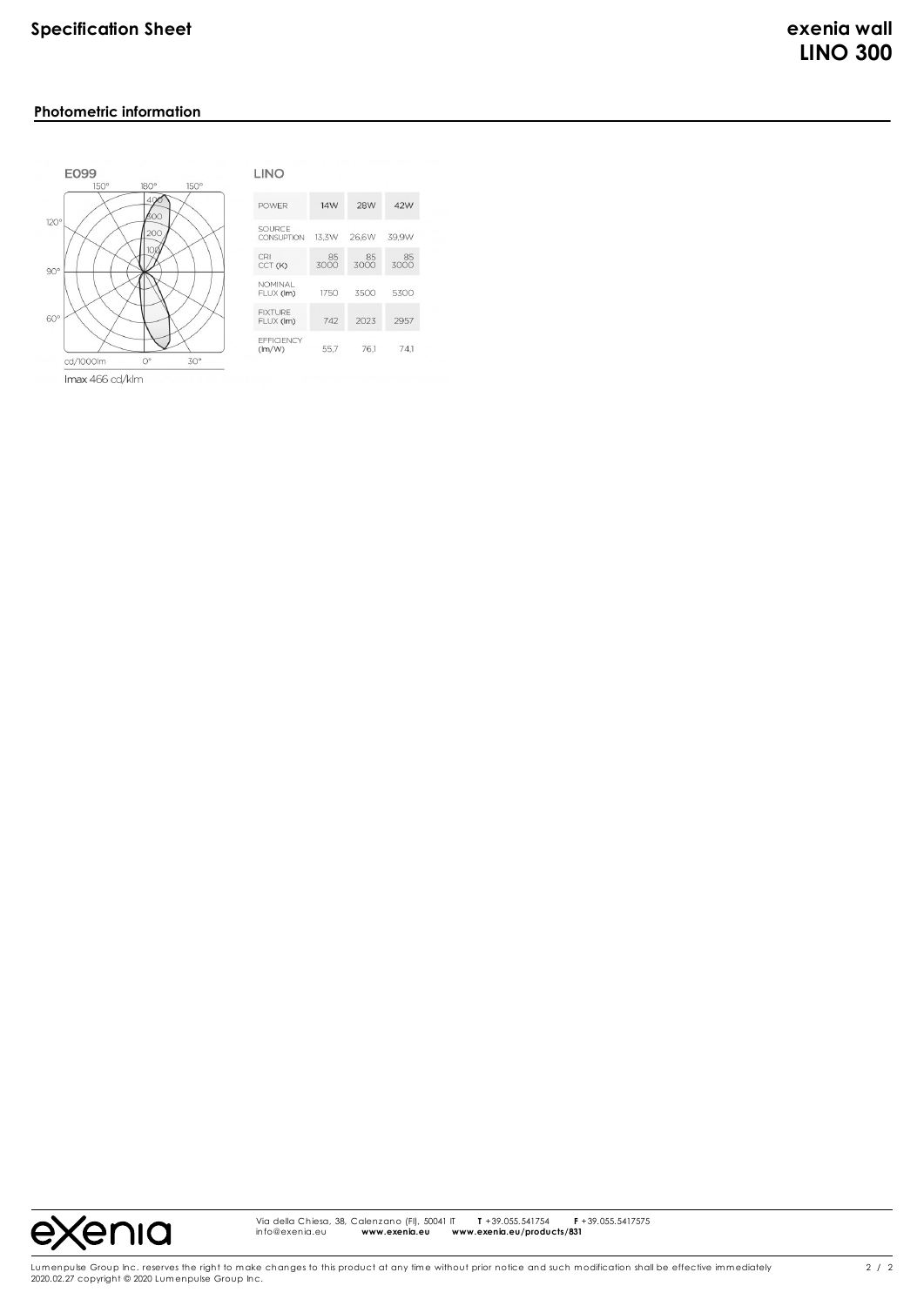# Specification Sheet

## exenia wall
## LINO 300

### Photometric information

E099

150° 180° 150°

120°

90°

60°

400
300
200
100

cd/1000lm 0° 30°

Imax 466 cd/klm

LINO

| | | | |
|---|---|---|---|
| POWER | 14W | 28W | 42W |
| SOURCE CONSUPTION | 13,3W | 26,6W | 39,9W |
| CRI CCT (K) | 85 3000 | 85 3000 | 85 3000 |
| NOMINAL FLUX (lm) | 1750 | 3500 | 5300 |
| FIXTURE FLUX (lm) | 742 | 2023 | 2957 |
| EFFICIENCY (lm/W) | 55,7 | 76,1 | 74,1 |

exenia

Via della Chiesa, 38, Calenzano (FI), 50041 IT **T** +39.055.541754 **F** +39.055.5417575
info@exenia.eu **www.exenia.eu** **www.exenia.eu/products/831**

Lumenpulse Group Inc. reserves the right to make changes to this product at any time without prior notice and such modification shall be effective immediately
2020.02.27 copyright © 2020 Lumenpulse Group Inc.